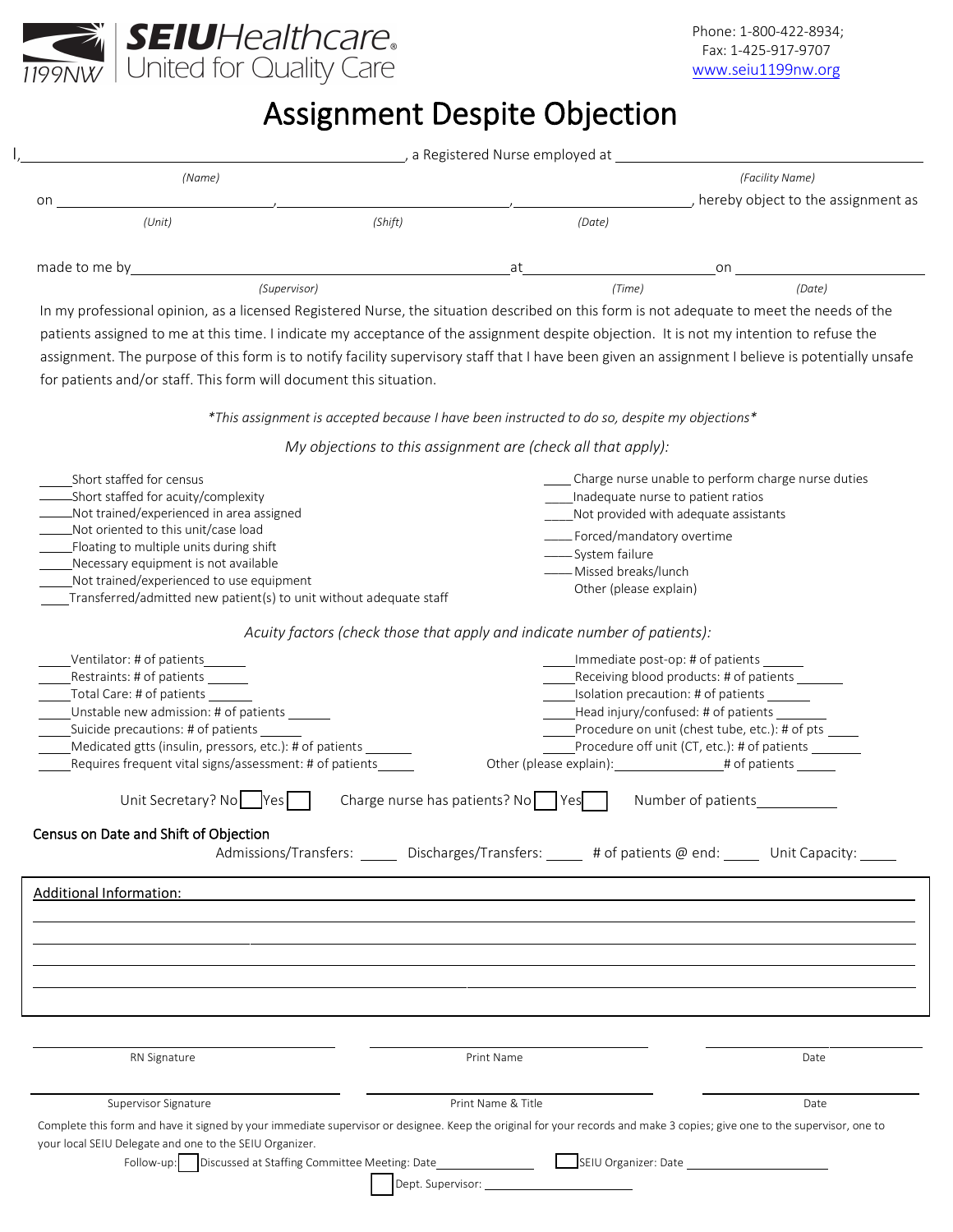SEIU Healthcare 1199NW — United for Quality Care

Phone: 1-800-422-8934;
Fax: 1-425-917-9707
www.seiu1199nw.org

# Assignment Despite Objection

I, ______________________________ (Name), a Registered Nurse employed at ______________________________ (Facility Name)

on ____________________ (Unit), ____________________ (Shift), ____________________ (Date), hereby object to the assignment as

made to me by ______________________________ (Supervisor) at ______________ (Time) on ______________ (Date)

In my professional opinion, as a licensed Registered Nurse, the situation described on this form is not adequate to meet the needs of the patients assigned to me at this time. I indicate my acceptance of the assignment despite objection. It is not my intention to refuse the assignment. The purpose of this form is to notify facility supervisory staff that I have been given an assignment I believe is potentially unsafe for patients and/or staff. This form will document this situation.

*\*This assignment is accepted because I have been instructed to do so, despite my objections\**

*My objections to this assignment are (check all that apply):*

____Short staffed for census
____Short staffed for acuity/complexity
____Not trained/experienced in area assigned
____Not oriented to this unit/case load
____Floating to multiple units during shift
____Necessary equipment is not available
____Not trained/experienced to use equipment
____Transferred/admitted new patient(s) to unit without adequate staff
____Charge nurse unable to perform charge nurse duties
____Inadequate nurse to patient ratios
____Not provided with adequate assistants
____Forced/mandatory overtime
____System failure
____Missed breaks/lunch
Other (please explain)

*Acuity factors (check those that apply and indicate number of patients):*

____Ventilator: # of patients______
____Restraints: # of patients ______
____Total Care: # of patients ______
____Unstable new admission: # of patients ______
____Suicide precautions: # of patients ______
____Medicated gtts (insulin, pressors, etc.): # of patients ______
____Requires frequent vital signs/assessment: # of patients______
____Immediate post-op: # of patients ______
____Receiving blood products: # of patients ______
____Isolation precaution: # of patients ______
____Head injury/confused: # of patients ______
____Procedure on unit (chest tube, etc.): # of pts ______
____Procedure off unit (CT, etc.): # of patients ______
Other (please explain):______________# of patients ______

Unit Secretary? No ☐ Yes ☐    Charge nurse has patients? No ☐ Yes ☐    Number of patients__________

**Census on Date and Shift of Objection**

Admissions/Transfers: _____ Discharges/Transfers: _____ # of patients @ end: _____ Unit Capacity: _____

Additional Information: ______________________________________________________________

______________________________________________________________

______________________________________________________________

______________________________________________________________

______________________________________________________________

| ______________________ | ______________________ | ______________ |
|---|---|---|
| RN Signature | Print Name | Date |
| ______________________ | ______________________ | ______________ |
| Supervisor Signature | Print Name & Title | Date |

Complete this form and have it signed by your immediate supervisor or designee. Keep the original for your records and make 3 copies; give one to the supervisor, one to your local SEIU Delegate and one to the SEIU Organizer.

Follow-up: ☐ Discussed at Staffing Committee Meeting: Date______________ ☐ SEIU Organizer: Date ______________

☐ Dept. Supervisor: ______________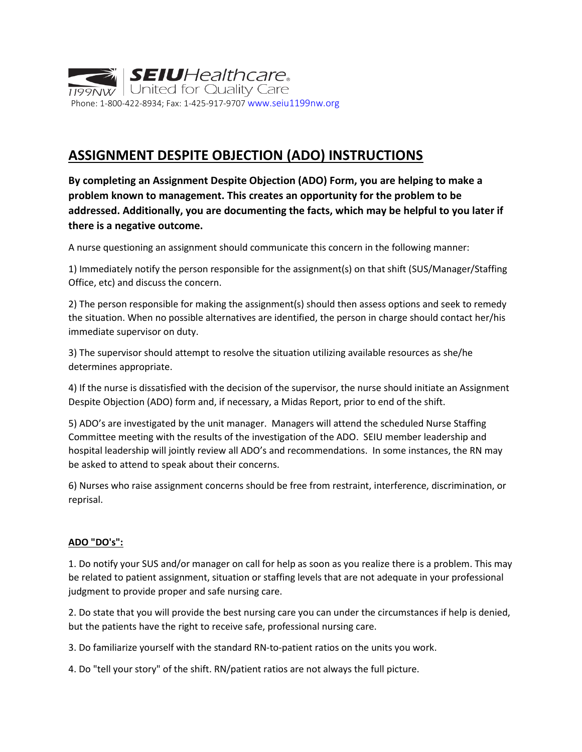SEIU Healthcare 1199NW | United for Quality Care

Phone: 1-800-422-8934; Fax: 1-425-917-9707 www.seiu1199nw.org

# ASSIGNMENT DESPITE OBJECTION (ADO) INSTRUCTIONS

**By completing an Assignment Despite Objection (ADO) Form, you are helping to make a problem known to management. This creates an opportunity for the problem to be addressed. Additionally, you are documenting the facts, which may be helpful to you later if there is a negative outcome.**

A nurse questioning an assignment should communicate this concern in the following manner:

1) Immediately notify the person responsible for the assignment(s) on that shift (SUS/Manager/Staffing Office, etc) and discuss the concern.

2) The person responsible for making the assignment(s) should then assess options and seek to remedy the situation. When no possible alternatives are identified, the person in charge should contact her/his immediate supervisor on duty.

3) The supervisor should attempt to resolve the situation utilizing available resources as she/he determines appropriate.

4) If the nurse is dissatisfied with the decision of the supervisor, the nurse should initiate an Assignment Despite Objection (ADO) form and, if necessary, a Midas Report, prior to end of the shift.

5) ADO's are investigated by the unit manager. Managers will attend the scheduled Nurse Staffing Committee meeting with the results of the investigation of the ADO. SEIU member leadership and hospital leadership will jointly review all ADO's and recommendations. In some instances, the RN may be asked to attend to speak about their concerns.

6) Nurses who raise assignment concerns should be free from restraint, interference, discrimination, or reprisal.

## ADO "DO's":

1. Do notify your SUS and/or manager on call for help as soon as you realize there is a problem. This may be related to patient assignment, situation or staffing levels that are not adequate in your professional judgment to provide proper and safe nursing care.

2. Do state that you will provide the best nursing care you can under the circumstances if help is denied, but the patients have the right to receive safe, professional nursing care.

3. Do familiarize yourself with the standard RN-to-patient ratios on the units you work.

4. Do "tell your story" of the shift. RN/patient ratios are not always the full picture.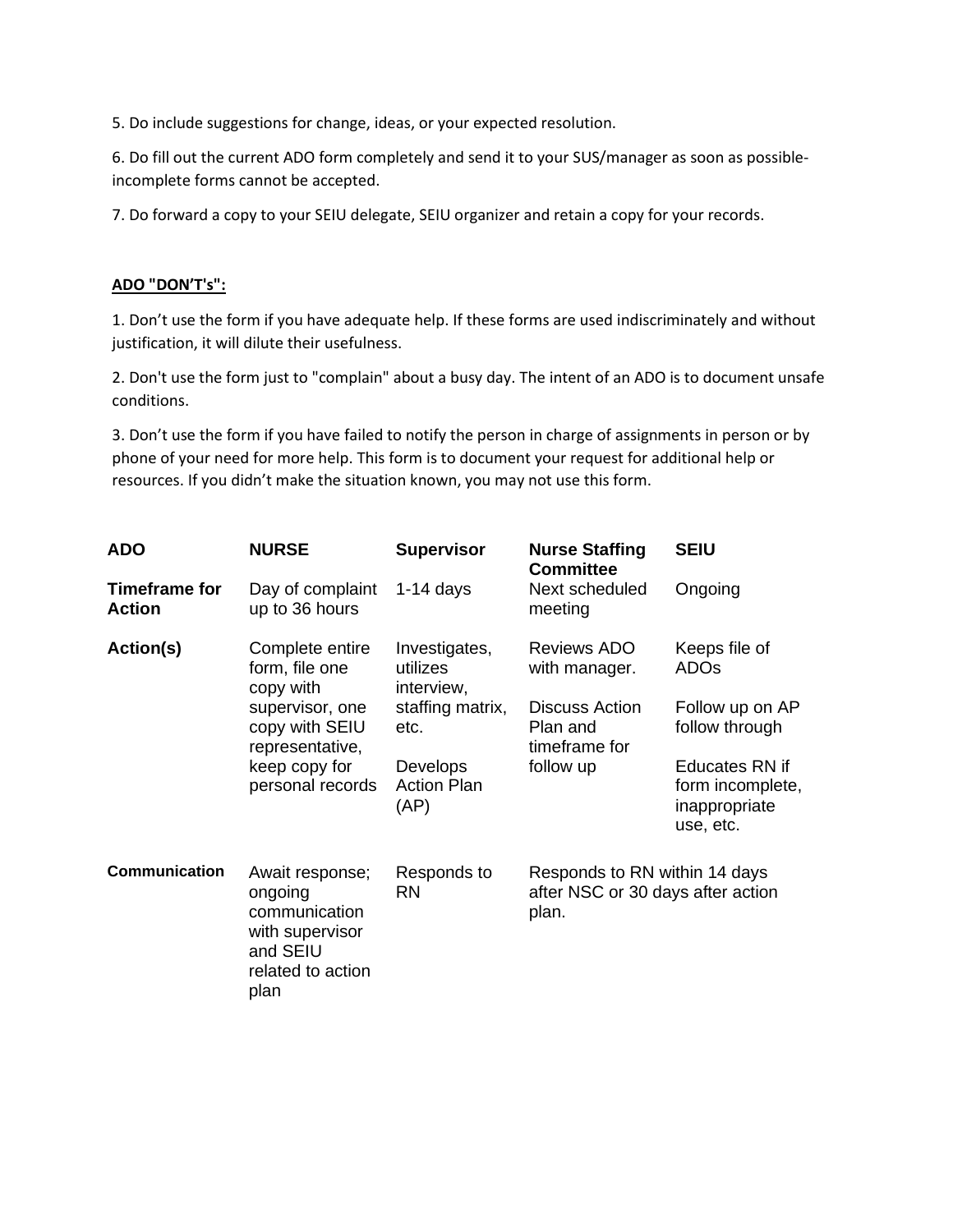5. Do include suggestions for change, ideas, or your expected resolution.

6. Do fill out the current ADO form completely and send it to your SUS/manager as soon as possible-incomplete forms cannot be accepted.

7. Do forward a copy to your SEIU delegate, SEIU organizer and retain a copy for your records.

**ADO "DON'T's":**

1. Don't use the form if you have adequate help. If these forms are used indiscriminately and without justification, it will dilute their usefulness.

2. Don't use the form just to "complain" about a busy day. The intent of an ADO is to document unsafe conditions.

3. Don't use the form if you have failed to notify the person in charge of assignments in person or by phone of your need for more help. This form is to document your request for additional help or resources. If you didn't make the situation known, you may not use this form.

| ADO | NURSE | Supervisor | Nurse Staffing Committee | SEIU |
|---|---|---|---|---|
| **Timeframe for Action** | Day of complaint up to 36 hours | 1-14 days | Next scheduled meeting | Ongoing |
| **Action(s)** | Complete entire form, file one copy with supervisor, one copy with SEIU representative, keep copy for personal records | Investigates, utilizes interview, staffing matrix, etc.<br><br>Develops Action Plan (AP) | Reviews ADO with manager.<br><br>Discuss Action Plan and timeframe for follow up | Keeps file of ADOs<br><br>Follow up on AP follow through<br><br>Educates RN if form incomplete, inappropriate use, etc. |
| **Communication** | Await response; ongoing communication with supervisor and SEIU related to action plan | Responds to RN | Responds to RN within 14 days after NSC or 30 days after action plan. | |